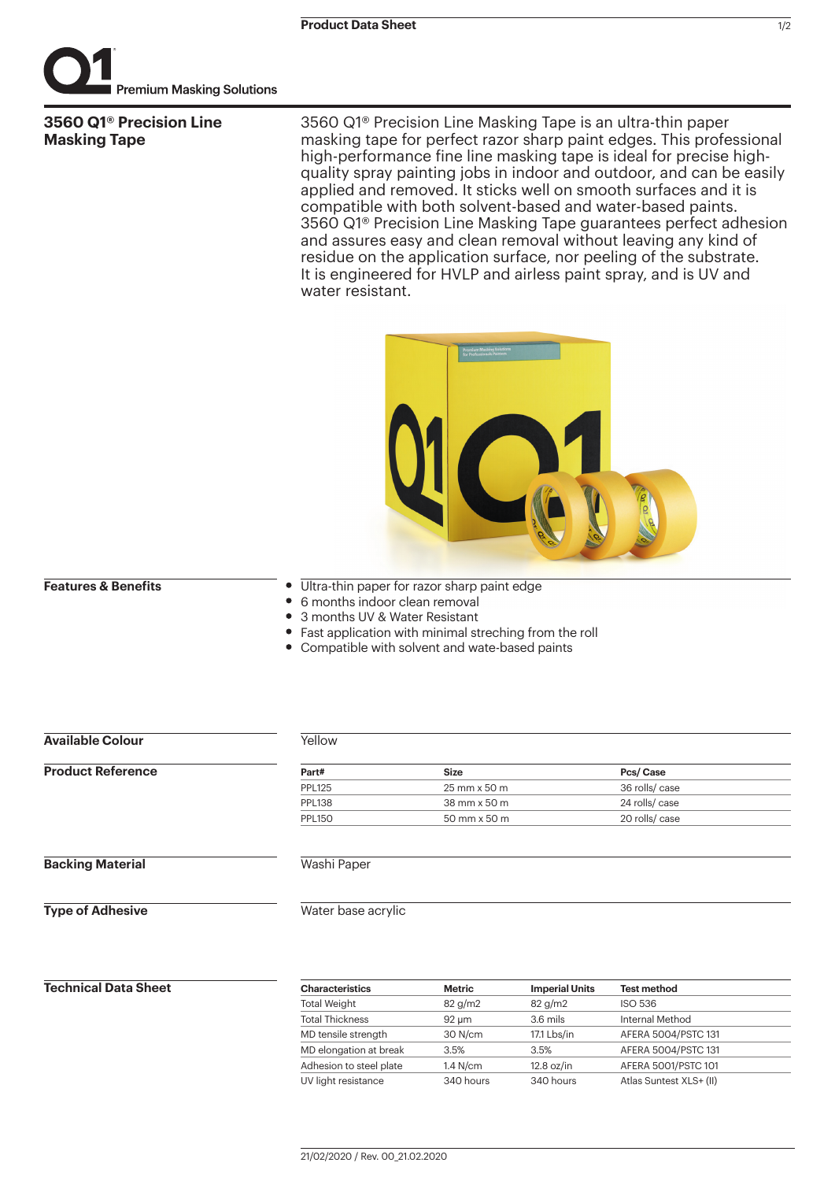Premium Masking Solutions

# 3560 Q1® Precision Line Masking Tape

3560 Q1® Precision Line Masking Tape is an ultra-thin paper masking tape for perfect razor sharp paint edges. This professional high-performance fine line masking tape is ideal for precise high-quality spray painting jobs in indoor and outdoor, and can be easily applied and removed. It sticks well on smooth surfaces and it is compatible with both solvent-based and water-based paints. 3560 Q1® Precision Line Masking Tape guarantees perfect adhesion and assures easy and clean removal without leaving any kind of residue on the application surface, nor peeling of the substrate. It is engineered for HVLP and airless paint spray, and is UV and water resistant.

## Features & Benefits

- Ultra-thin paper for razor sharp paint edge
- 6 months indoor clean removal
- 3 months UV & Water Resistant
- Fast application with minimal streching from the roll
- Compatible with solvent and wate-based paints

## Available Colour

Yellow

## Product Reference

| Part# | Size | Pcs/ Case |
|---|---|---|
| PPL125 | 25 mm x 50 m | 36 rolls/ case |
| PPL138 | 38 mm x 50 m | 24 rolls/ case |
| PPL150 | 50 mm x 50 m | 20 rolls/ case |

## Backing Material

Washi Paper

## Type of Adhesive

Water base acrylic

## Technical Data Sheet

| Characteristics | Metric | Imperial Units | Test method |
|---|---|---|---|
| Total Weight | 82 g/m2 | 82 g/m2 | ISO 536 |
| Total Thickness | 92 µm | 3.6 mils | Internal Method |
| MD tensile strength | 30 N/cm | 17.1 Lbs/in | AFERA 5004/PSTC 131 |
| MD elongation at break | 3.5% | 3.5% | AFERA 5004/PSTC 131 |
| Adhesion to steel plate | 1.4 N/cm | 12.8 oz/in | AFERA 5001/PSTC 101 |
| UV light resistance | 340 hours | 340 hours | Atlas Suntest XLS+ (II) |

21/02/2020 / Rev. 00_21.02.2020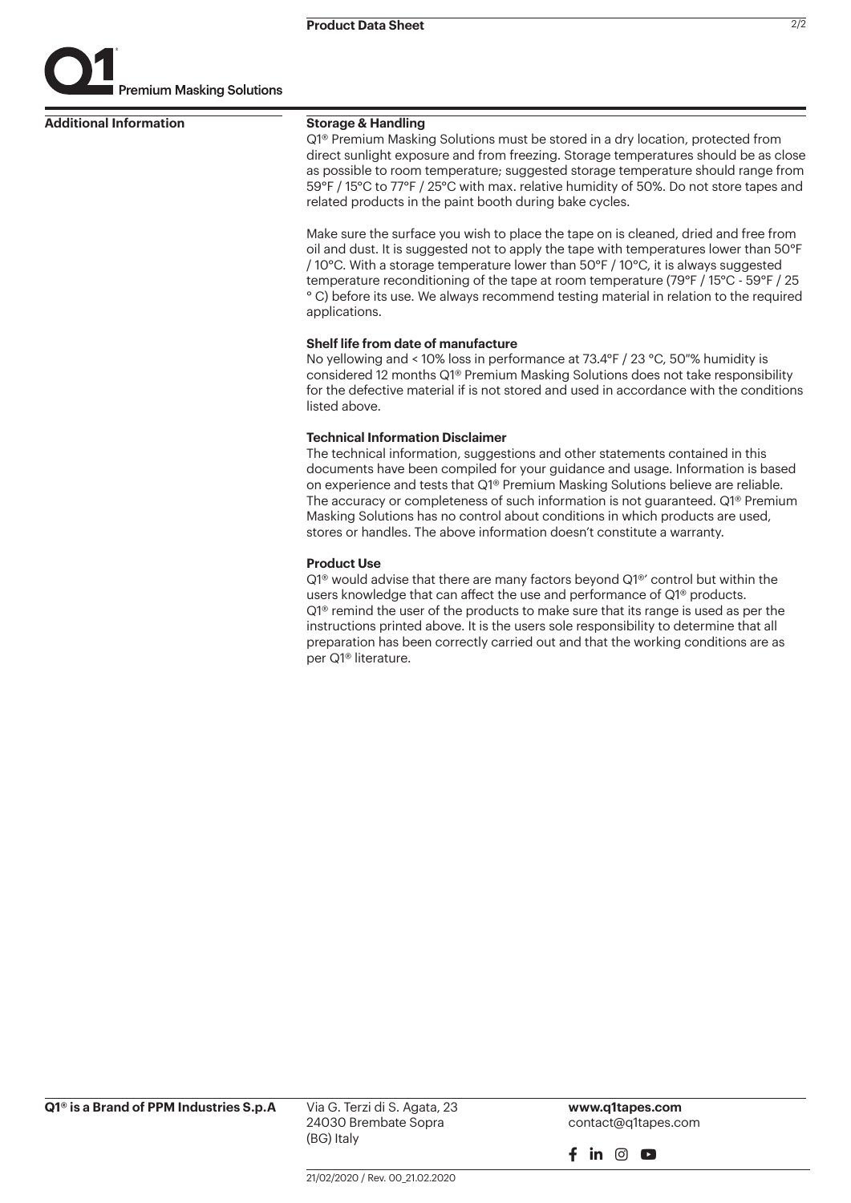## Additional Information

### Storage & Handling

Q1® Premium Masking Solutions must be stored in a dry location, protected from direct sunlight exposure and from freezing. Storage temperatures should be as close as possible to room temperature; suggested storage temperature should range from 59°F / 15°C to 77°F / 25°C with max. relative humidity of 50%. Do not store tapes and related products in the paint booth during bake cycles.

Make sure the surface you wish to place the tape on is cleaned, dried and free from oil and dust. It is suggested not to apply the tape with temperatures lower than 50°F / 10°C. With a storage temperature lower than 50°F / 10°C, it is always suggested temperature reconditioning of the tape at room temperature (79°F / 15°C - 59°F / 25 ° C) before its use. We always recommend testing material in relation to the required applications.

### Shelf life from date of manufacture

No yellowing and < 10% loss in performance at 73.4°F / 23 °C, 50"% humidity is considered 12 months Q1® Premium Masking Solutions does not take responsibility for the defective material if is not stored and used in accordance with the conditions listed above.

### Technical Information Disclaimer

The technical information, suggestions and other statements contained in this documents have been compiled for your guidance and usage. Information is based on experience and tests that Q1® Premium Masking Solutions believe are reliable. The accuracy or completeness of such information is not guaranteed. Q1® Premium Masking Solutions has no control about conditions in which products are used, stores or handles. The above information doesn't constitute a warranty.

### Product Use

Q1® would advise that there are many factors beyond Q1®' control but within the users knowledge that can affect the use and performance of Q1® products. Q1® remind the user of the products to make sure that its range is used as per the instructions printed above. It is the users sole responsibility to determine that all preparation has been correctly carried out and that the working conditions are as per Q1® literature.

**Q1® is a Brand of PPM Industries S.p.A**

Via G. Terzi di S. Agata, 23
24030 Brembate Sopra
(BG) Italy

**www.q1tapes.com**
contact@q1tapes.com

21/02/2020 / Rev. 00_21.02.2020